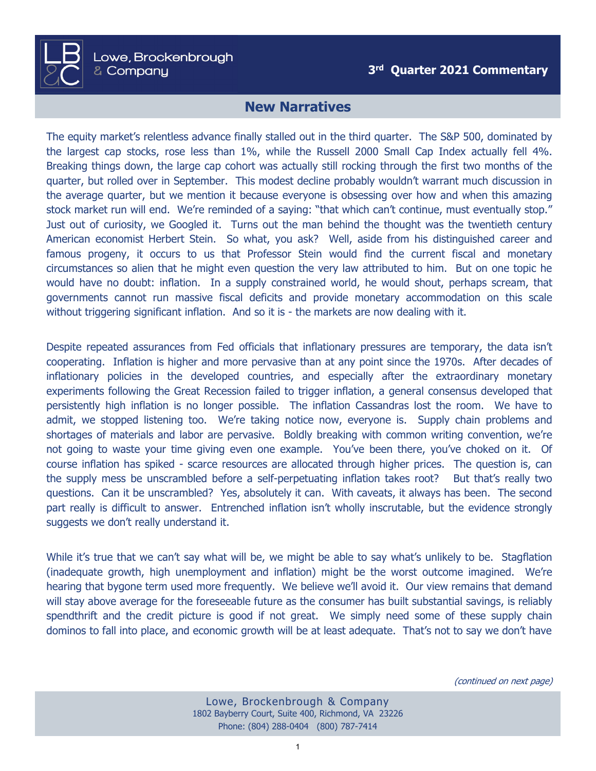Lowe, Brockenbrough & Company

**3rd Quarter 2021 Commentary**

## New Narratives

The equity market's relentless advance finally stalled out in the third quarter. The S&P 500, dominated by the largest cap stocks, rose less than 1%, while the Russell 2000 Small Cap Index actually fell 4%. Breaking things down, the large cap cohort was actually still rocking through the first two months of the quarter, but rolled over in September. This modest decline probably wouldn't warrant much discussion in the average quarter, but we mention it because everyone is obsessing over how and when this amazing stock market run will end. We're reminded of a saying: "that which can't continue, must eventually stop." Just out of curiosity, we Googled it. Turns out the man behind the thought was the twentieth century American economist Herbert Stein. So what, you ask? Well, aside from his distinguished career and famous progeny, it occurs to us that Professor Stein would find the current fiscal and monetary circumstances so alien that he might even question the very law attributed to him. But on one topic he would have no doubt: inflation. In a supply constrained world, he would shout, perhaps scream, that governments cannot run massive fiscal deficits and provide monetary accommodation on this scale without triggering significant inflation. And so it is - the markets are now dealing with it.

Despite repeated assurances from Fed officials that inflationary pressures are temporary, the data isn't cooperating. Inflation is higher and more pervasive than at any point since the 1970s. After decades of inflationary policies in the developed countries, and especially after the extraordinary monetary experiments following the Great Recession failed to trigger inflation, a general consensus developed that persistently high inflation is no longer possible. The inflation Cassandras lost the room. We have to admit, we stopped listening too. We're taking notice now, everyone is. Supply chain problems and shortages of materials and labor are pervasive. Boldly breaking with common writing convention, we're not going to waste your time giving even one example. You've been there, you've choked on it. Of course inflation has spiked - scarce resources are allocated through higher prices. The question is, can the supply mess be unscrambled before a self-perpetuating inflation takes root? But that's really two questions. Can it be unscrambled? Yes, absolutely it can. With caveats, it always has been. The second part really is difficult to answer. Entrenched inflation isn't wholly inscrutable, but the evidence strongly suggests we don't really understand it.

While it's true that we can't say what will be, we might be able to say what's unlikely to be. Stagflation (inadequate growth, high unemployment and inflation) might be the worst outcome imagined. We're hearing that bygone term used more frequently. We believe we'll avoid it. Our view remains that demand will stay above average for the foreseeable future as the consumer has built substantial savings, is reliably spendthrift and the credit picture is good if not great. We simply need some of these supply chain dominos to fall into place, and economic growth will be at least adequate. That's not to say we don't have

*(continued on next page)*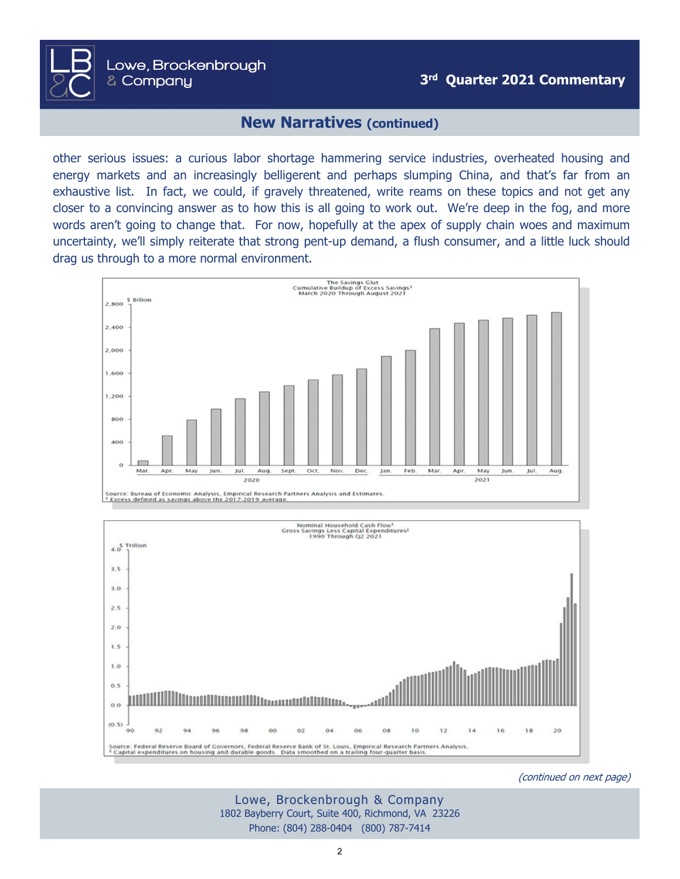## New Narratives (continued)

other serious issues: a curious labor shortage hammering service industries, overheated housing and energy markets and an increasingly belligerent and perhaps slumping China, and that's far from an exhaustive list. In fact, we could, if gravely threatened, write reams on these topics and not get any closer to a convincing answer as to how this is all going to work out. We're deep in the fog, and more words aren't going to change that. For now, hopefully at the apex of supply chain woes and maximum uncertainty, we'll simply reiterate that strong pent-up demand, a flush consumer, and a little luck should drag us through to a more normal environment.

The Savings Glut
Cumulative Buildup of Excess Savings[1]
March 2020 Through August 2021

Source: Bureau of Economic Analysis, Empirical Research Partners Analysis and Estimates.
[1] Excess defined as savings above the 2017-2019 average.

Nominal Household Cash Flow[1]
Gross Savings Less Capital Expenditures[2]
1990 Through Q2 2021

Source: Federal Reserve Board of Governors, Federal Reserve Bank of St. Louis, Empirical Research Partners Analysis.
[2] Capital expenditures on housing and durable goods. Data smoothed on a trailing four-quarter basis.

*(continued on next page)*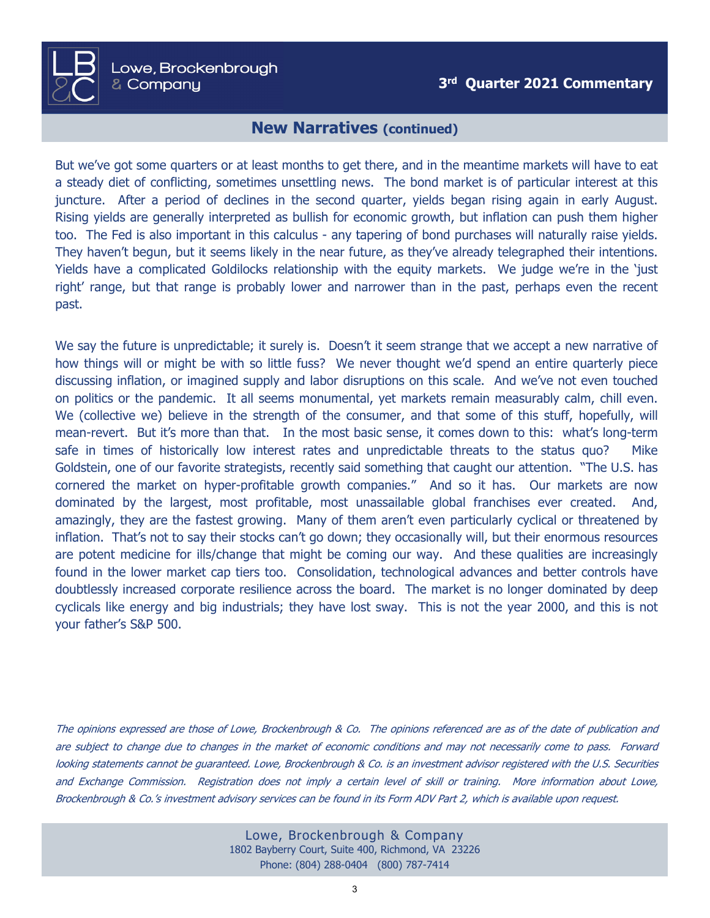## New Narratives (continued)

But we've got some quarters or at least months to get there, and in the meantime markets will have to eat a steady diet of conflicting, sometimes unsettling news. The bond market is of particular interest at this juncture. After a period of declines in the second quarter, yields began rising again in early August. Rising yields are generally interpreted as bullish for economic growth, but inflation can push them higher too. The Fed is also important in this calculus - any tapering of bond purchases will naturally raise yields. They haven't begun, but it seems likely in the near future, as they've already telegraphed their intentions. Yields have a complicated Goldilocks relationship with the equity markets. We judge we're in the 'just right' range, but that range is probably lower and narrower than in the past, perhaps even the recent past.

We say the future is unpredictable; it surely is. Doesn't it seem strange that we accept a new narrative of how things will or might be with so little fuss? We never thought we'd spend an entire quarterly piece discussing inflation, or imagined supply and labor disruptions on this scale. And we've not even touched on politics or the pandemic. It all seems monumental, yet markets remain measurably calm, chill even. We (collective we) believe in the strength of the consumer, and that some of this stuff, hopefully, will mean-revert. But it's more than that. In the most basic sense, it comes down to this: what's long-term safe in times of historically low interest rates and unpredictable threats to the status quo? Mike Goldstein, one of our favorite strategists, recently said something that caught our attention. "The U.S. has cornered the market on hyper-profitable growth companies." And so it has. Our markets are now dominated by the largest, most profitable, most unassailable global franchises ever created. And, amazingly, they are the fastest growing. Many of them aren't even particularly cyclical or threatened by inflation. That's not to say their stocks can't go down; they occasionally will, but their enormous resources are potent medicine for ills/change that might be coming our way. And these qualities are increasingly found in the lower market cap tiers too. Consolidation, technological advances and better controls have doubtlessly increased corporate resilience across the board. The market is no longer dominated by deep cyclicals like energy and big industrials; they have lost sway. This is not the year 2000, and this is not your father's S&P 500.

*The opinions expressed are those of Lowe, Brockenbrough & Co. The opinions referenced are as of the date of publication and are subject to change due to changes in the market of economic conditions and may not necessarily come to pass. Forward looking statements cannot be guaranteed. Lowe, Brockenbrough & Co. is an investment advisor registered with the U.S. Securities and Exchange Commission. Registration does not imply a certain level of skill or training. More information about Lowe, Brockenbrough & Co.'s investment advisory services can be found in its Form ADV Part 2, which is available upon request.*

Lowe, Brockenbrough & Company
1802 Bayberry Court, Suite 400, Richmond, VA 23226
Phone: (804) 288-0404 (800) 787-7414